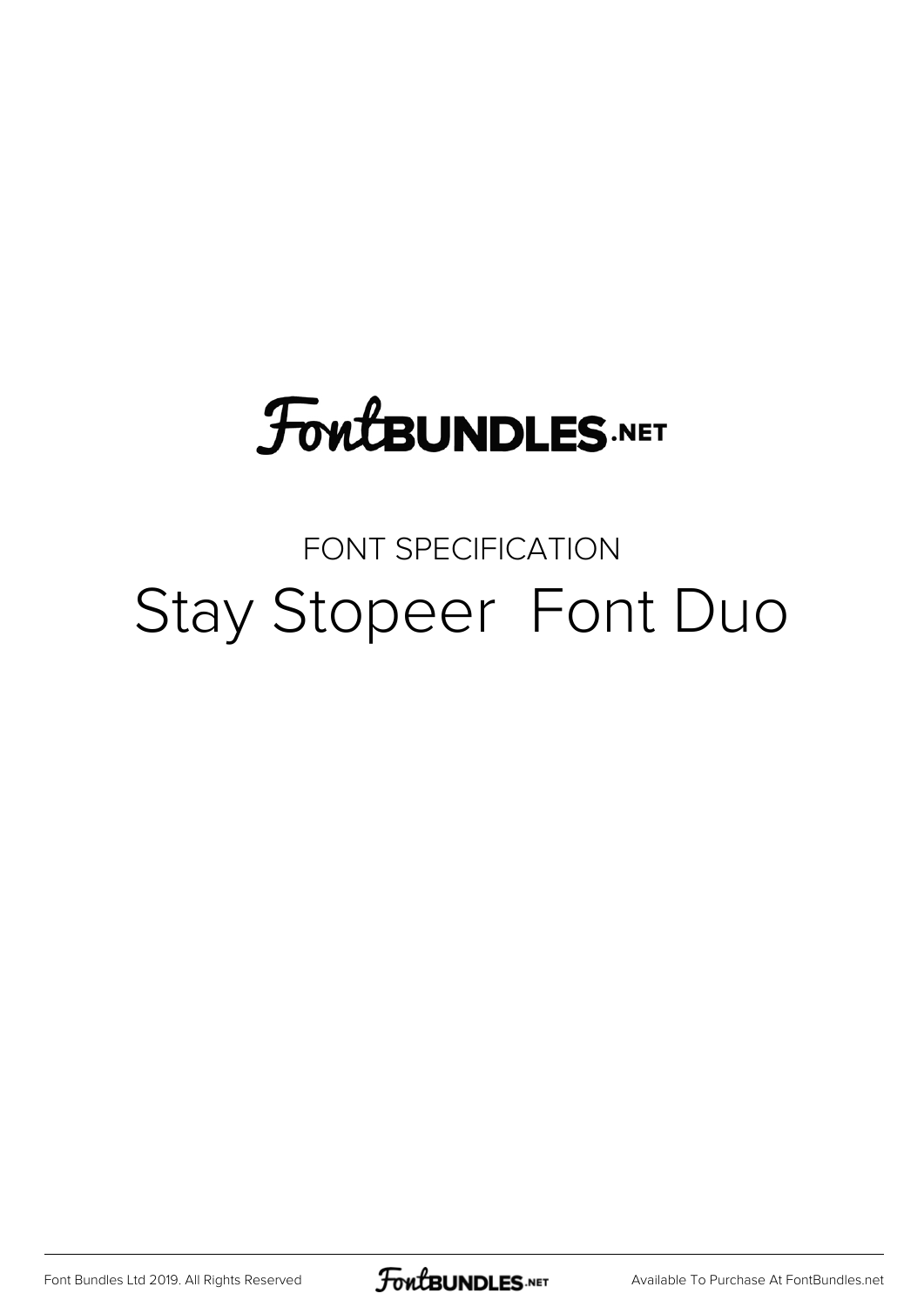# FontBUNDLES.NET

FONT SPECIFICATION

## Stay Stopeer  Font Duo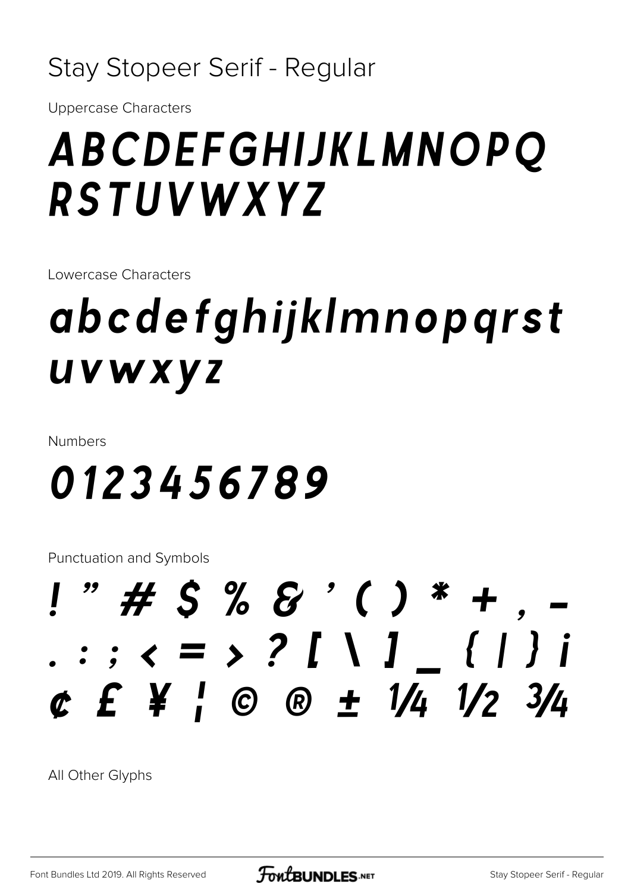# Stay Stopeer Serif - Regular

Uppercase Characters

## ABCDEFGHIJKLMNOPQ RSTUVWXYZ

Lowercase Characters

## abcdefghijklmnopqrst uvwxyz

Numbers

## 0123456789

Punctuation and Symbols

## ! " # $ % & ' ( ) * + , - . : ; < = > ? [ \ ] _ { | } ¡ ¢ £ ¥ ¦ © ® ± ¼ ½ ¾

All Other Glyphs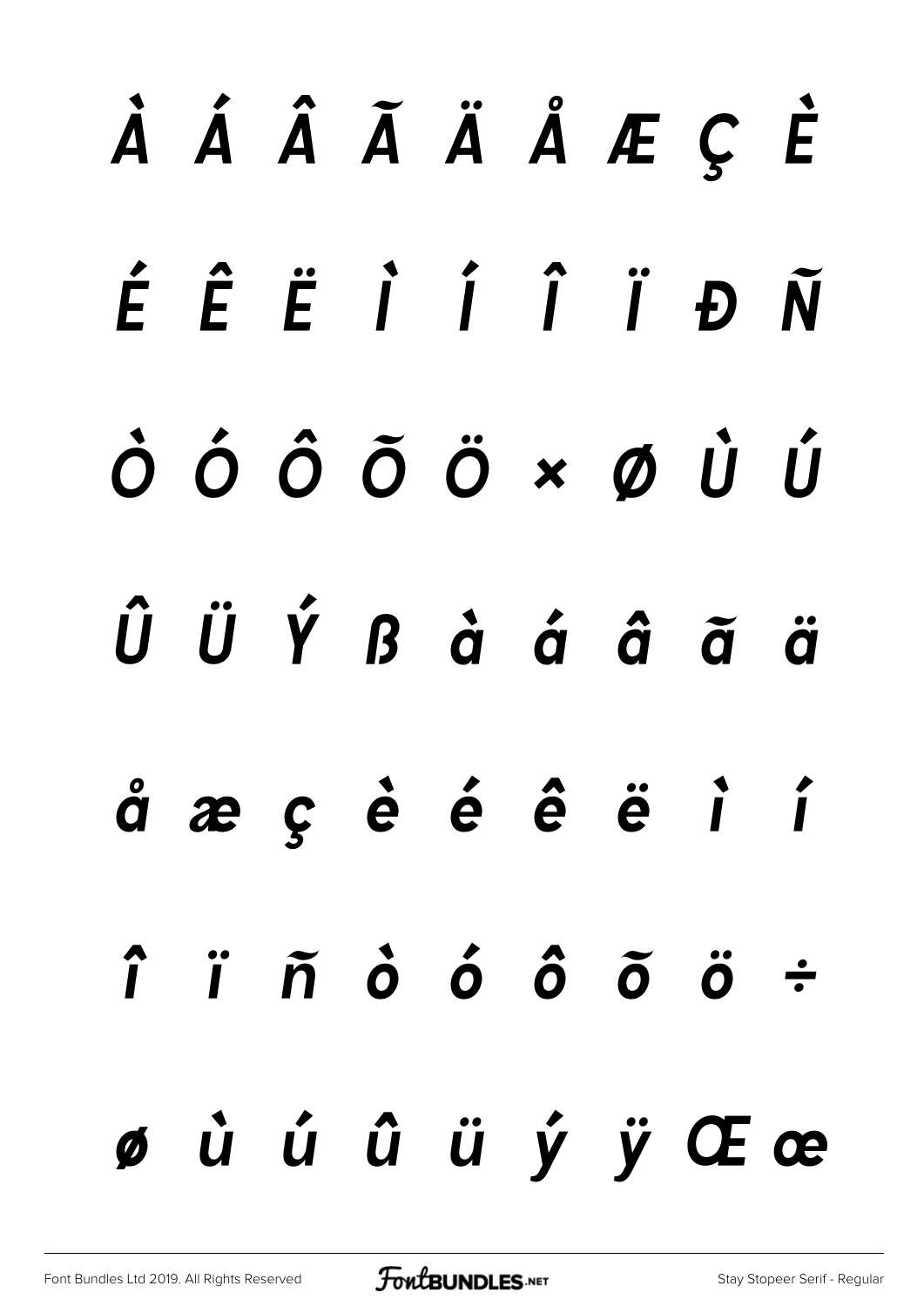À Á Â Ã Ä Å Æ Ç È

É Ê Ë Ì Í Î Ï Ð Ñ

Ò Ó Ô Õ Ö × Ø Ù Ú

Û Ü Ý ß à á â ã ä

å æ ç è é ê ë ì í

î ï ñ ò ó ô õ ö ÷

ø ù ú û ü ý ÿ Œ œ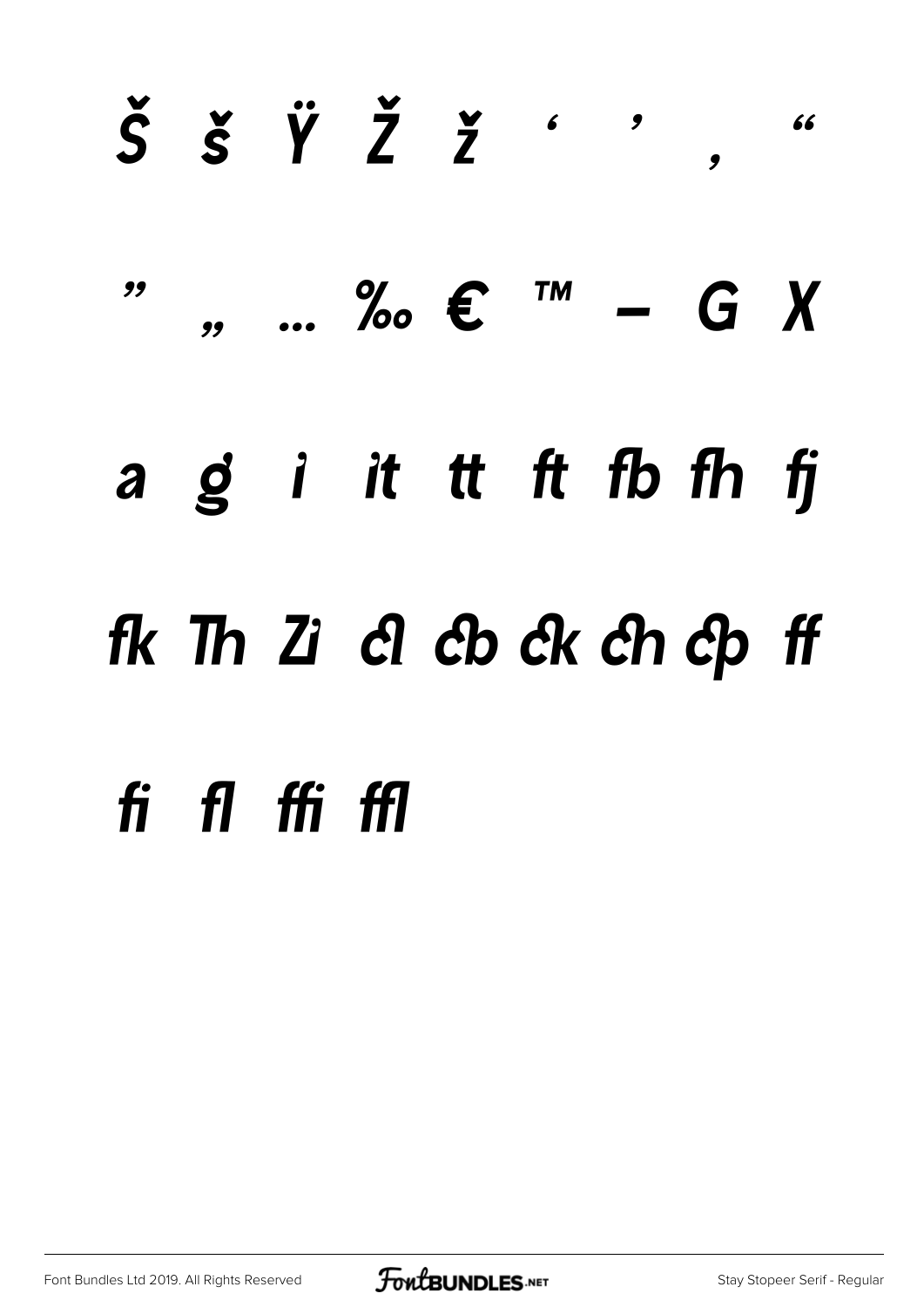Š š Ÿ Ž ž ' ' ‚ "

" „ … ‰ € ™ – G X

a g i it tt ft fb fh fj

fk Th Zi cl cb ck ch cp ff

fi fl ffi ffl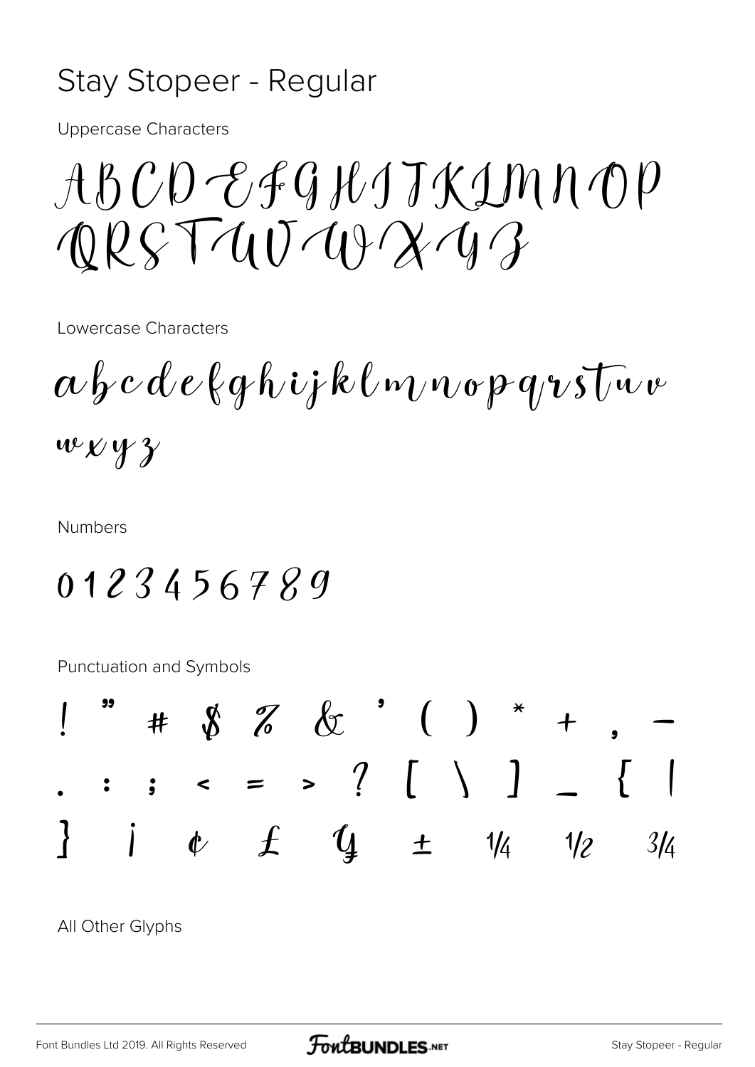# Stay Stopeer - Regular

Uppercase Characters

ABCDEFGHIJKLMNOP
QRSTUVWXYZ

Lowercase Characters

abcdefghijklmnopqrstuv
wxyz

Numbers

0123456789

Punctuation and Symbols

! " # $ % & ' ( ) * + , -
. : ; < = > ? [ \ ] _ { |
} ¡ ¢ £ ¥ ± ¼ ½ ¾

All Other Glyphs

Font Bundles Ltd 2019. All Rights Reserved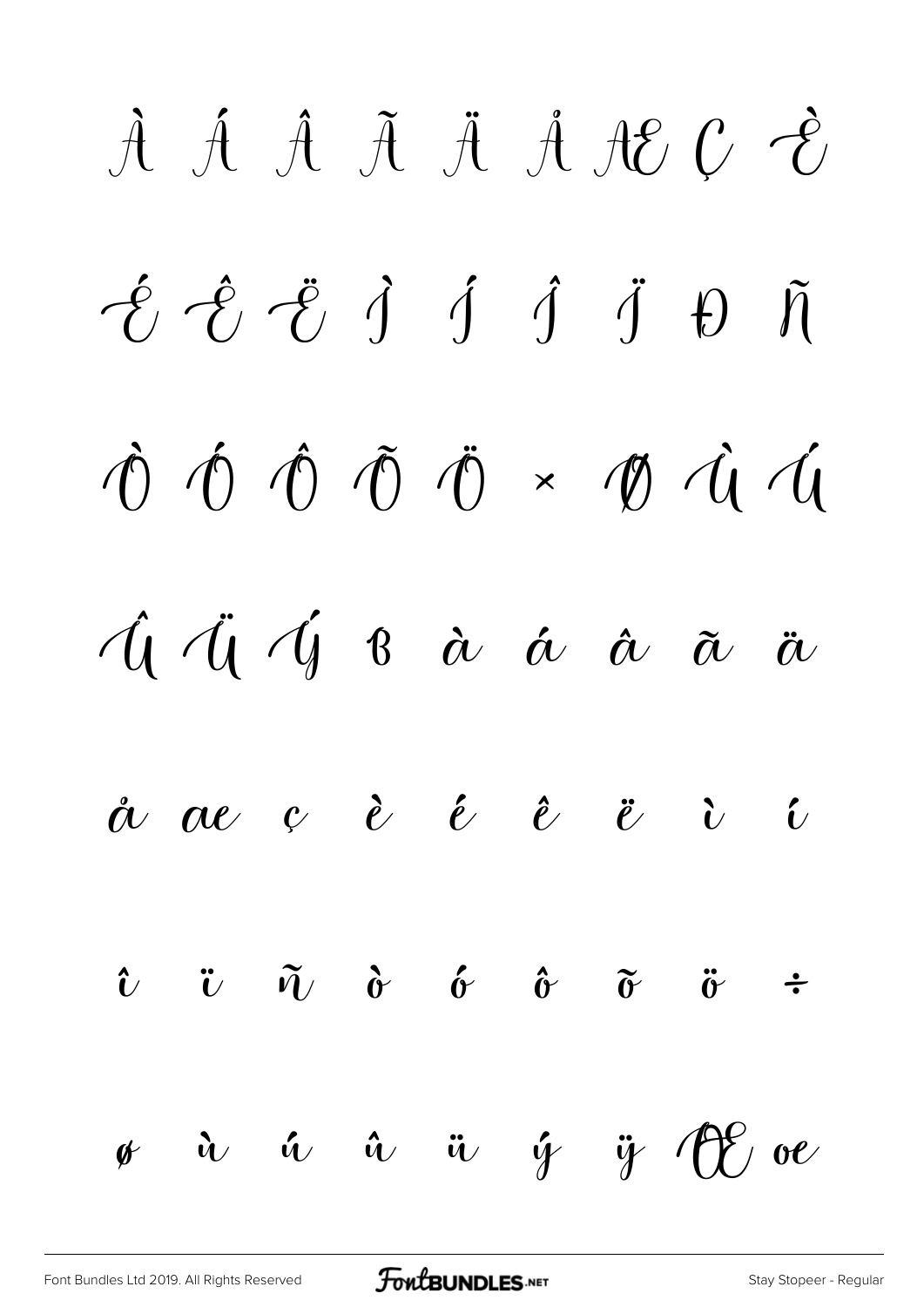À Á Â Ã Ä Å Æ Ç È

É Ê Ë Ì Í Î Ï Ð Ñ

Ò Ó Ô Õ Ö × Ø Ù Ú

Û Ü Ý ß à á â ã ä

å æ ç è é ê ë ì í

î ï ñ ò ó ô õ ö ÷

ø ù ú û ü ý ÿ Œ œ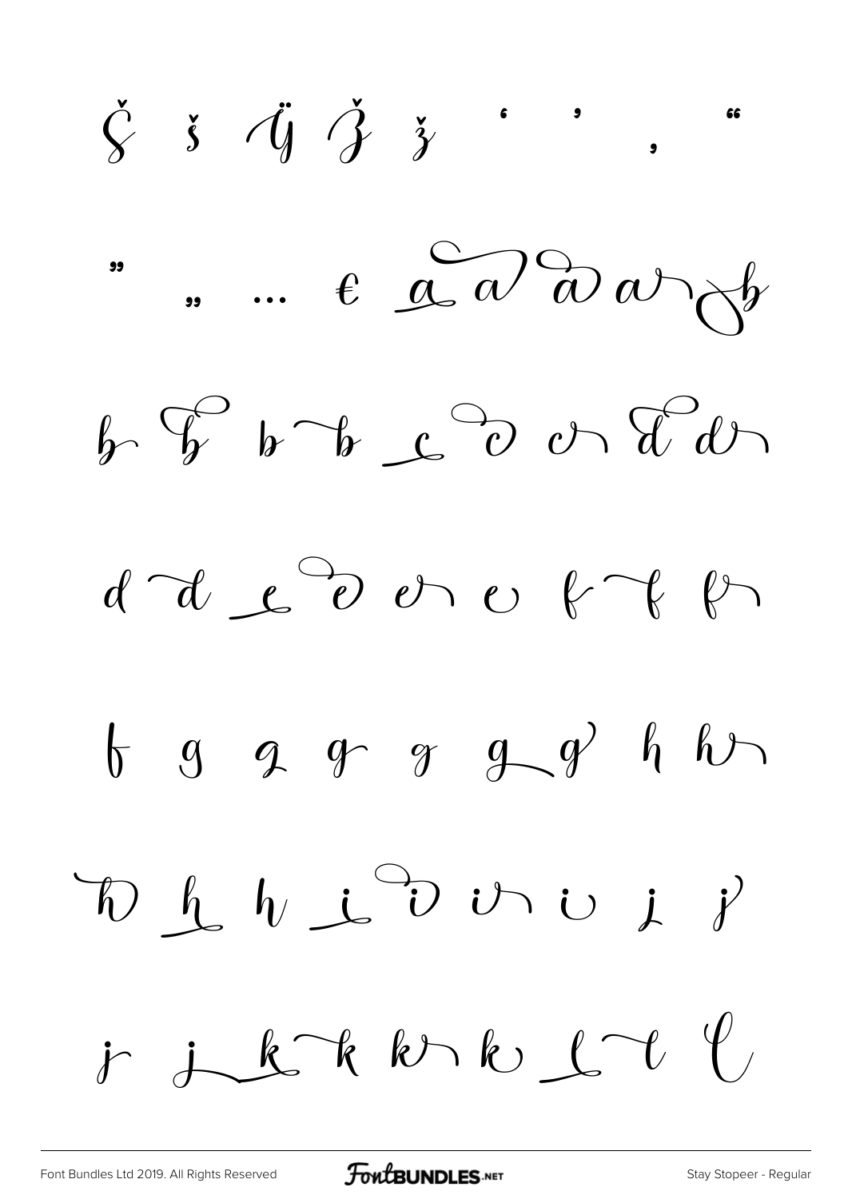Ŝ š Ÿ Ž ž ' ' , "

" „ … € a a a a b

b b b b c c c d d

d d e e e e f f f

f g g g g g g h h

h h h i i i i j j

j j k k k k l l l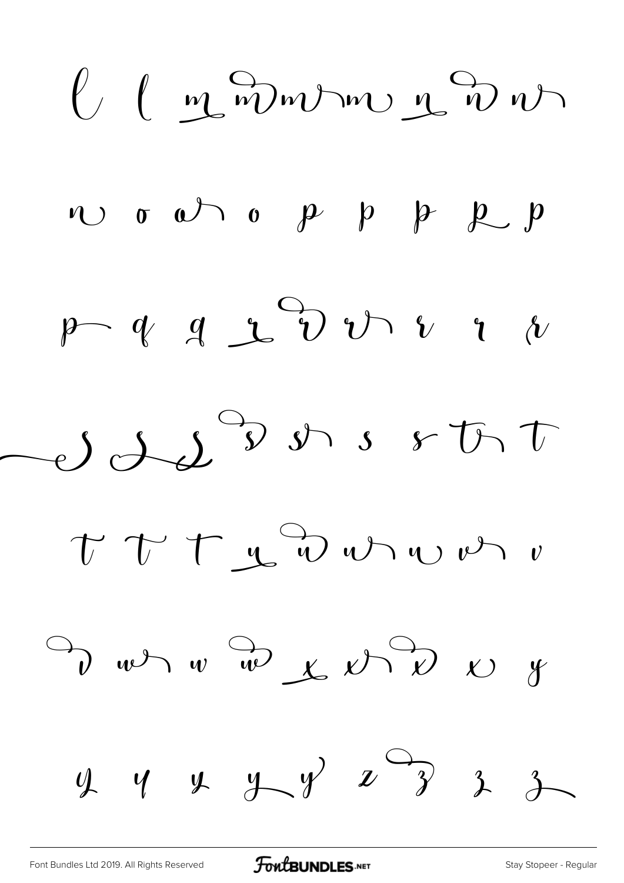l l m m m m n n n

n o o o p p p p p

p q q r r r r r r

s s s s s s s t t

t t t u u u u u v

v w w w x x x x y

y y y y y z z z z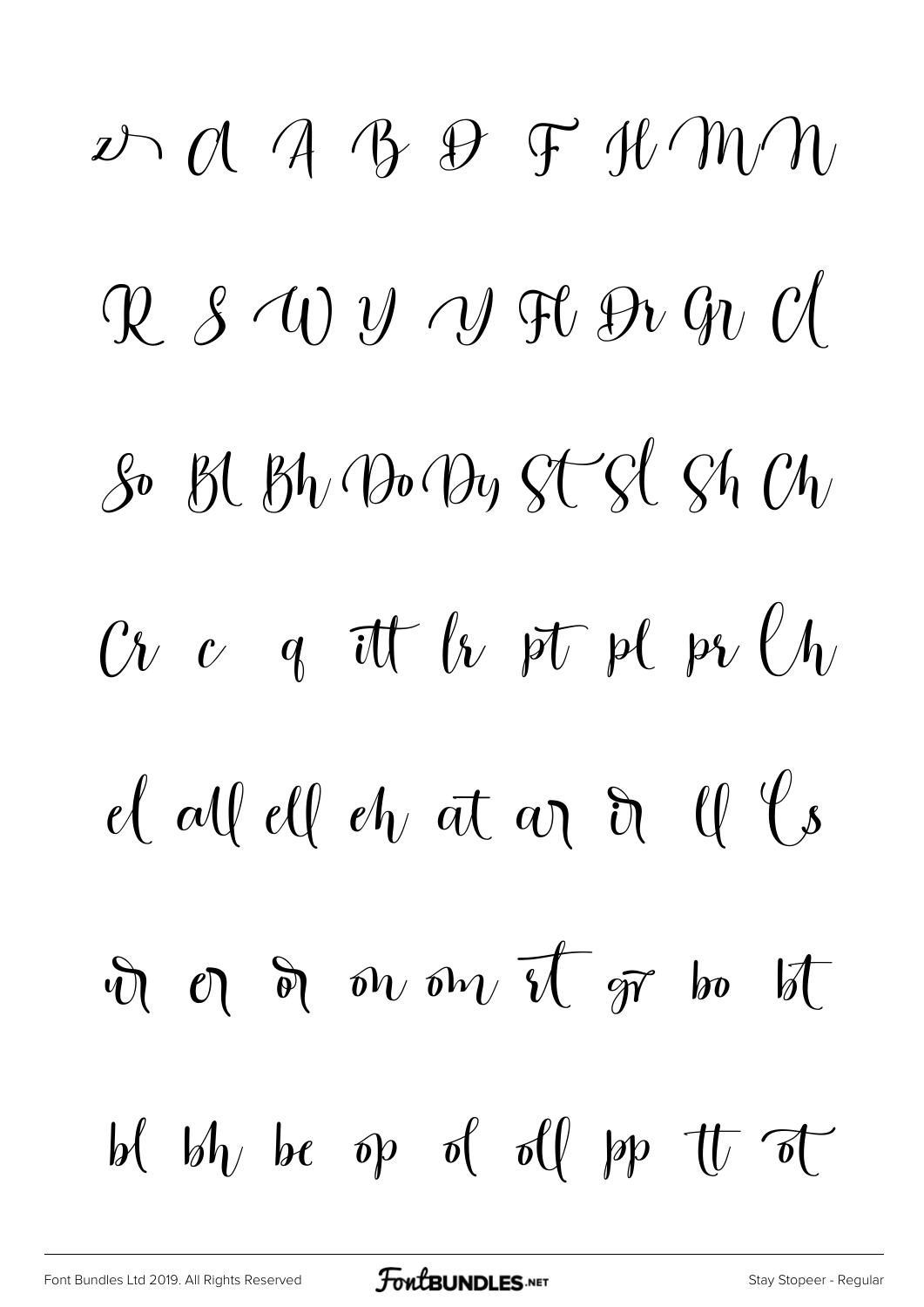z A A B D F H M N

R S W Y Y Fl Dr Gr Cl

So Bl Bh Do Dy St Sl Sh Ch

Cr c q itt lr pt pl pr Ch

el all ell eh at ar ir ll ls

ur er or on om rt gr bo bt

bl bh be op ol oll pp tt ot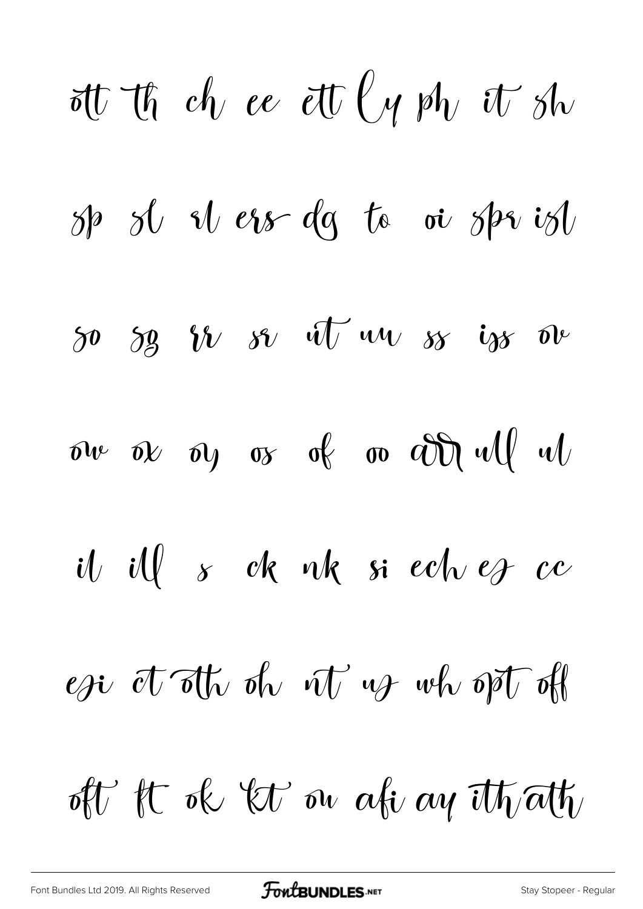ott th ch ee ett ly ph it sh

sp sl rl ers dg to oi spr isl

so sg rr sr ut uu ss iss ov

ow ox oy os of oo arr ull ul

il ill s ck nk si ech es cc

esi ct oth oh nt us wh opt off

oft ft ok kt ou afi ay ith ath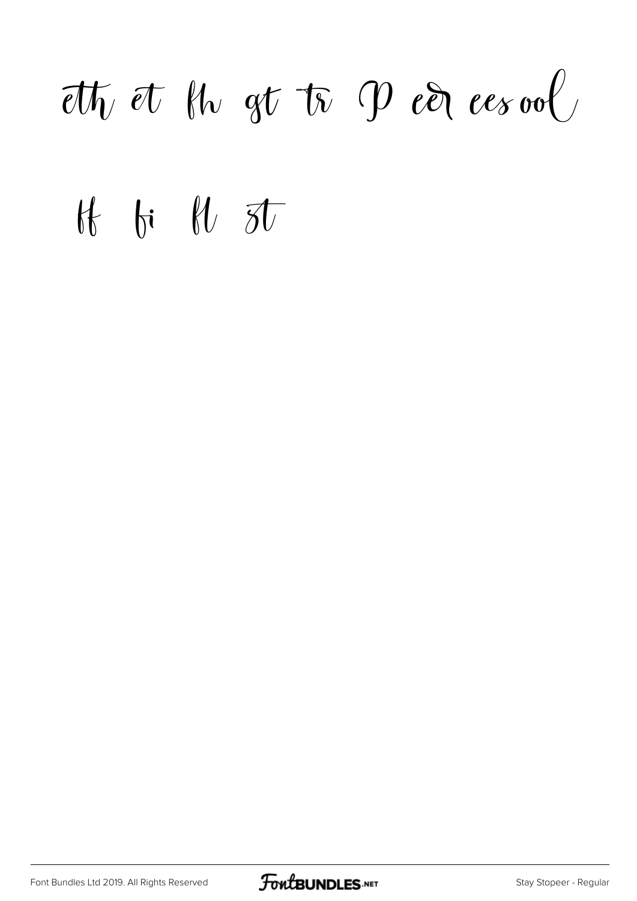eth et fh gt tr P eer ees ool

ff fi fl st